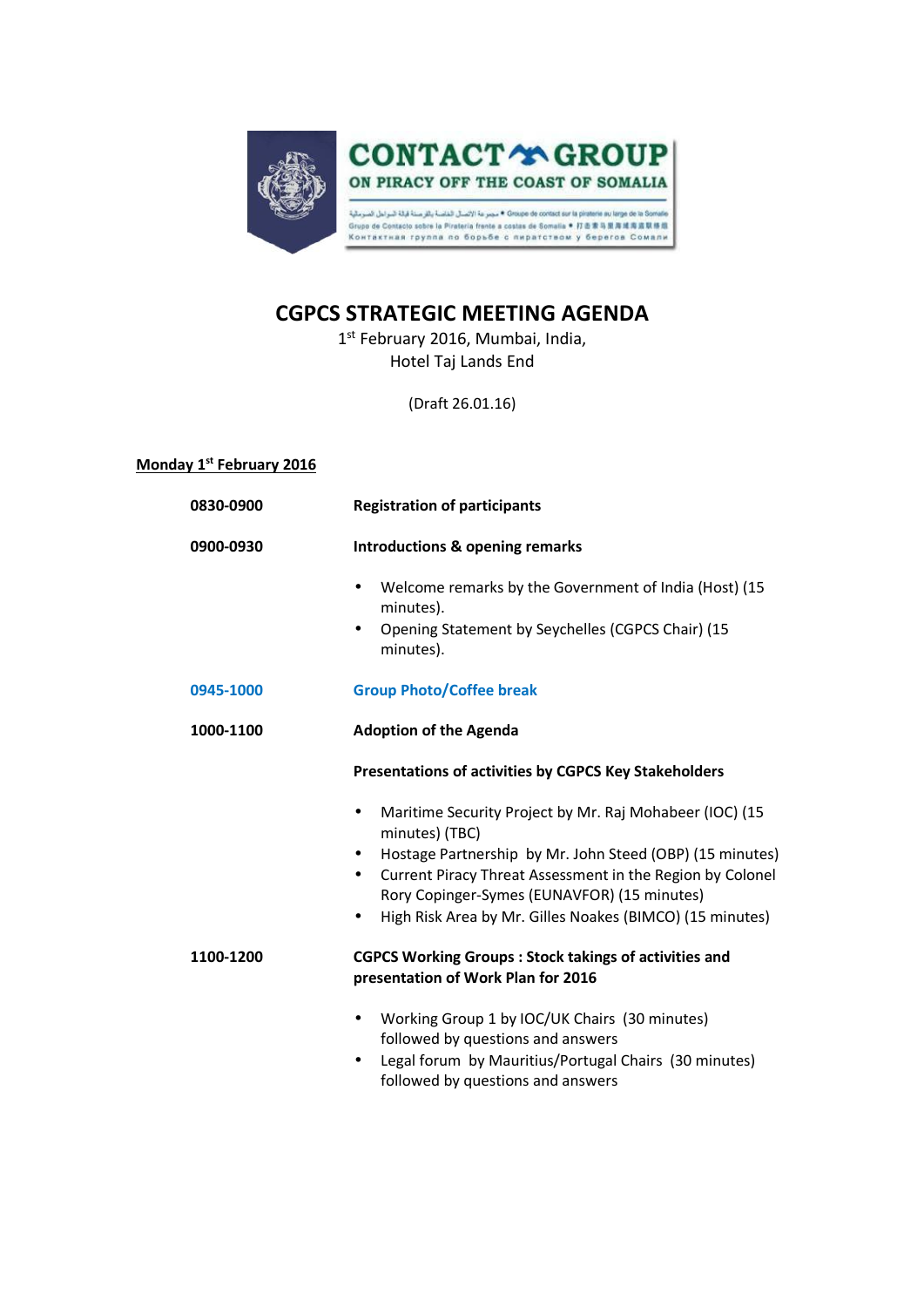# CGPCS STRATEGIC MEETING AGENDA

1st February 2016, Mumbai, India,
Hotel Taj Lands End

(Draft 26.01.16)

**Monday 1st February 2016**

**0830-0900** **Registration of participants**

**0900-0930** **Introductions & opening remarks**

- Welcome remarks by the Government of India (Host) (15 minutes).
- Opening Statement by Seychelles (CGPCS Chair) (15 minutes).

**0945-1000** **Group Photo/Coffee break**

**1000-1100** **Adoption of the Agenda**

**Presentations of activities by CGPCS Key Stakeholders**

- Maritime Security Project by Mr. Raj Mohabeer (IOC) (15 minutes) (TBC)
- Hostage Partnership by Mr. John Steed (OBP) (15 minutes)
- Current Piracy Threat Assessment in the Region by Colonel Rory Copinger-Symes (EUNAVFOR) (15 minutes)
- High Risk Area by Mr. Gilles Noakes (BIMCO) (15 minutes)

**1100-1200** **CGPCS Working Groups : Stock takings of activities and presentation of Work Plan for 2016**

- Working Group 1 by IOC/UK Chairs (30 minutes) followed by questions and answers
- Legal forum by Mauritius/Portugal Chairs (30 minutes) followed by questions and answers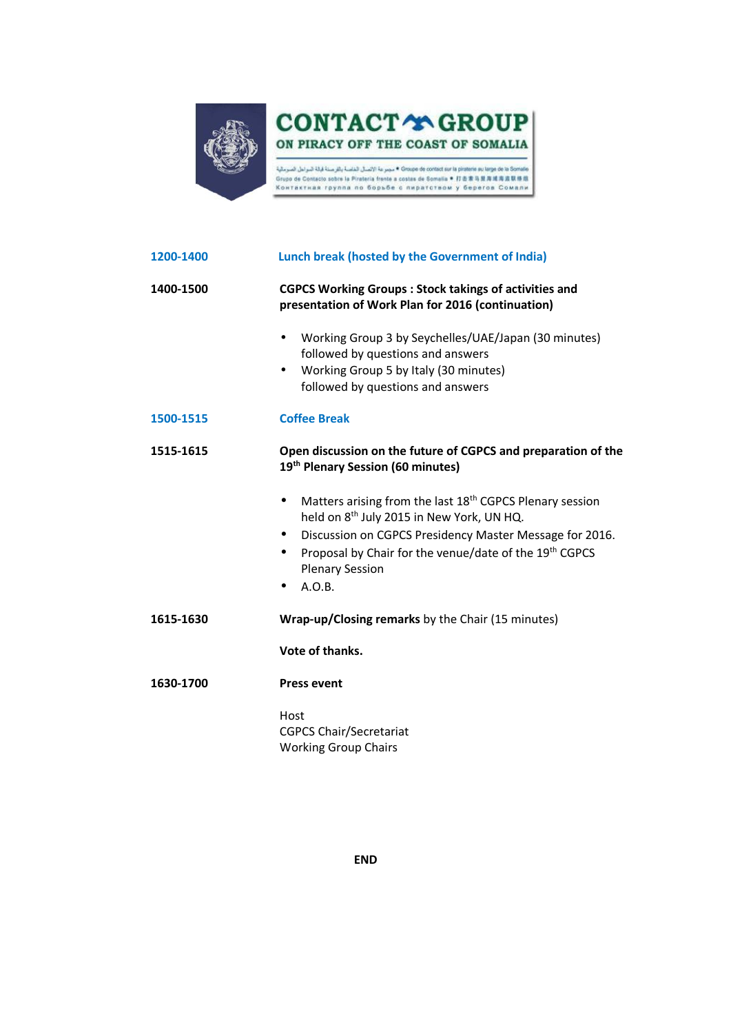**CONTACT GROUP**
**ON PIRACY OFF THE COAST OF SOMALIA**

مجموعة الاتصال المعنية بمكافحة القرصنة قبالة السواحل الصومالية • Groupe de contact sur la piraterie au large de la Somalie
Grupo de Contacto sobre la Piratería frente a costas de Somalia • 打击索马里海盗问题联络小组
Контактная группа по борьбе с пиратством у берегов Сомали

| | |
|---|---|
| **1200-1400** | **Lunch break (hosted by the Government of India)** |
| **1400-1500** | **CGPCS Working Groups : Stock takings of activities and presentation of Work Plan for 2016 (continuation)**<br><br>• Working Group 3 by Seychelles/UAE/Japan (30 minutes) followed by questions and answers<br>• Working Group 5 by Italy (30 minutes) followed by questions and answers |
| **1500-1515** | **Coffee Break** |
| **1515-1615** | **Open discussion on the future of CGPCS and preparation of the 19th Plenary Session (60 minutes)**<br><br>• Matters arising from the last 18th CGPCS Plenary session held on 8th July 2015 in New York, UN HQ.<br>• Discussion on CGPCS Presidency Master Message for 2016.<br>• Proposal by Chair for the venue/date of the 19th CGPCS Plenary Session<br>• A.O.B. |
| **1615-1630** | **Wrap-up/Closing remarks** by the Chair (15 minutes)<br><br>**Vote of thanks.** |
| **1630-1700** | **Press event**<br><br>Host<br>CGPCS Chair/Secretariat<br>Working Group Chairs |

**END**